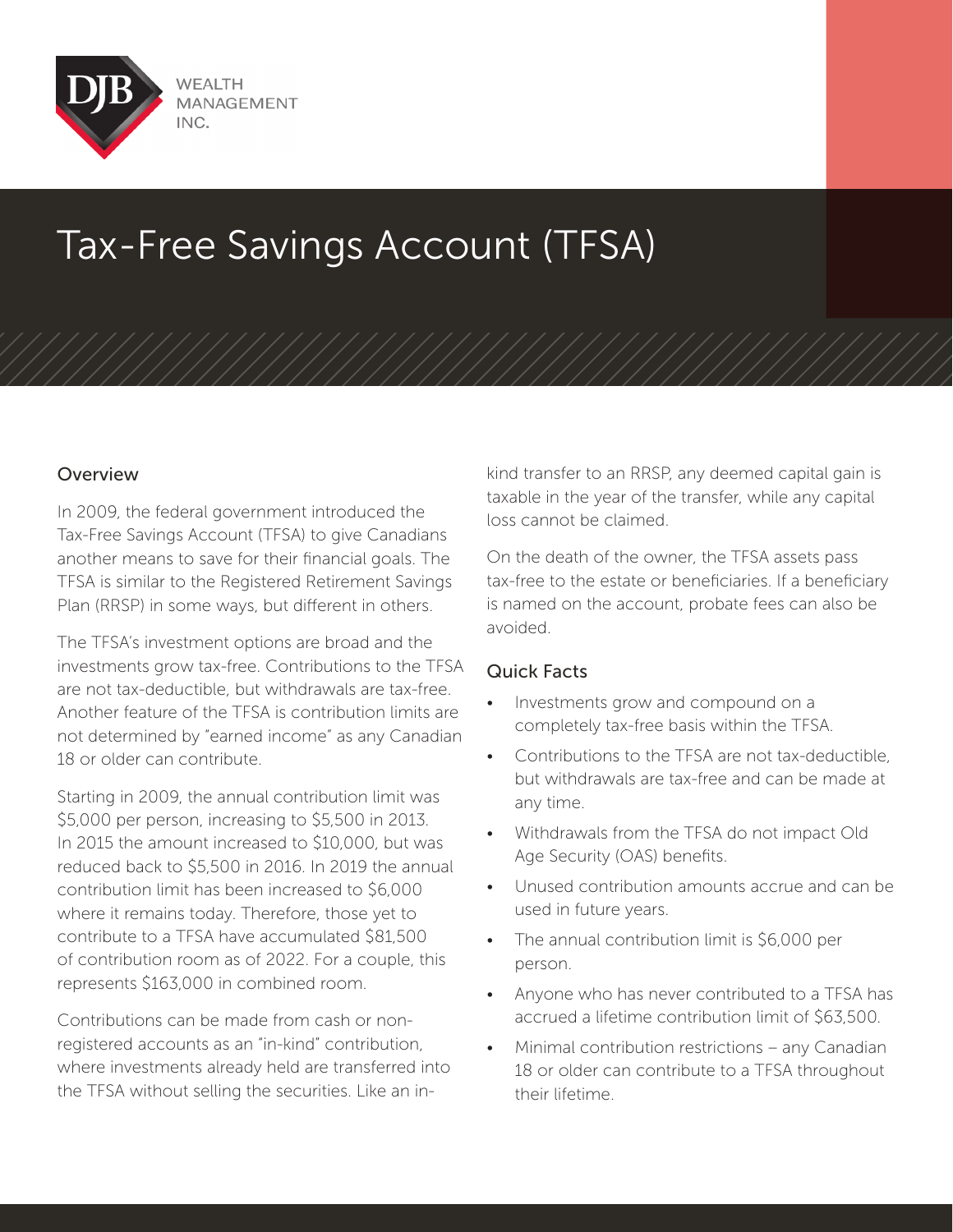# Tax-Free Savings Account (TFSA)

## Overview

In 2009, the federal government introduced the Tax-Free Savings Account (TFSA) to give Canadians another means to save for their financial goals. The TFSA is similar to the Registered Retirement Savings Plan (RRSP) in some ways, but different in others.

The TFSA's investment options are broad and the investments grow tax-free. Contributions to the TFSA are not tax-deductible, but withdrawals are tax-free. Another feature of the TFSA is contribution limits are not determined by "earned income" as any Canadian 18 or older can contribute.

Starting in 2009, the annual contribution limit was $5,000 per person, increasing to $5,500 in 2013. In 2015 the amount increased to $10,000, but was reduced back to $5,500 in 2016. In 2019 the annual contribution limit has been increased to $6,000 where it remains today. Therefore, those yet to contribute to a TFSA have accumulated $81,500 of contribution room as of 2022. For a couple, this represents $163,000 in combined room.

Contributions can be made from cash or non-registered accounts as an "in-kind" contribution, where investments already held are transferred into the TFSA without selling the securities. Like an in-kind transfer to an RRSP, any deemed capital gain is taxable in the year of the transfer, while any capital loss cannot be claimed.

On the death of the owner, the TFSA assets pass tax-free to the estate or beneficiaries. If a beneficiary is named on the account, probate fees can also be avoided.

## Quick Facts

- Investments grow and compound on a completely tax-free basis within the TFSA.
- Contributions to the TFSA are not tax-deductible, but withdrawals are tax-free and can be made at any time.
- Withdrawals from the TFSA do not impact Old Age Security (OAS) benefits.
- Unused contribution amounts accrue and can be used in future years.
- The annual contribution limit is $6,000 per person.
- Anyone who has never contributed to a TFSA has accrued a lifetime contribution limit of $63,500.
- Minimal contribution restrictions – any Canadian 18 or older can contribute to a TFSA throughout their lifetime.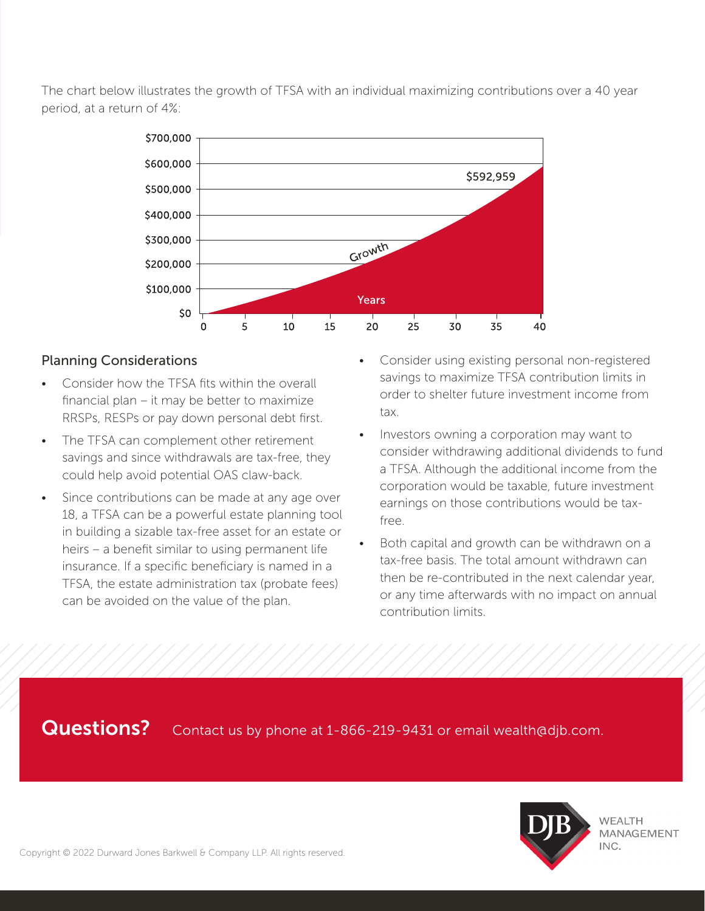The chart below illustrates the growth of TFSA with an individual maximizing contributions over a 40 year period, at a return of 4%:

$700,000
$600,000
$500,000
$400,000
$300,000
$200,000
$100,000
$0

0 5 10 15 20 25 30 35 40

Years

Growth

$592,959

## Planning Considerations

- Consider how the TFSA fits within the overall financial plan – it may be better to maximize RRSPs, RESPs or pay down personal debt first.
- The TFSA can complement other retirement savings and since withdrawals are tax-free, they could help avoid potential OAS claw-back.
- Since contributions can be made at any age over 18, a TFSA can be a powerful estate planning tool in building a sizable tax-free asset for an estate or heirs – a benefit similar to using permanent life insurance. If a specific beneficiary is named in a TFSA, the estate administration tax (probate fees) can be avoided on the value of the plan.
- Consider using existing personal non-registered savings to maximize TFSA contribution limits in order to shelter future investment income from tax.
- Investors owning a corporation may want to consider withdrawing additional dividends to fund a TFSA. Although the additional income from the corporation would be taxable, future investment earnings on those contributions would be tax-free.
- Both capital and growth can be withdrawn on a tax-free basis. The total amount withdrawn can then be re-contributed in the next calendar year, or any time afterwards with no impact on annual contribution limits.

**Questions?** Contact us by phone at 1-866-219-9431 or email wealth@djb.com.

DJB WEALTH MANAGEMENT INC.

Copyright © 2022 Durward Jones Barkwell & Company LLP. All rights reserved.